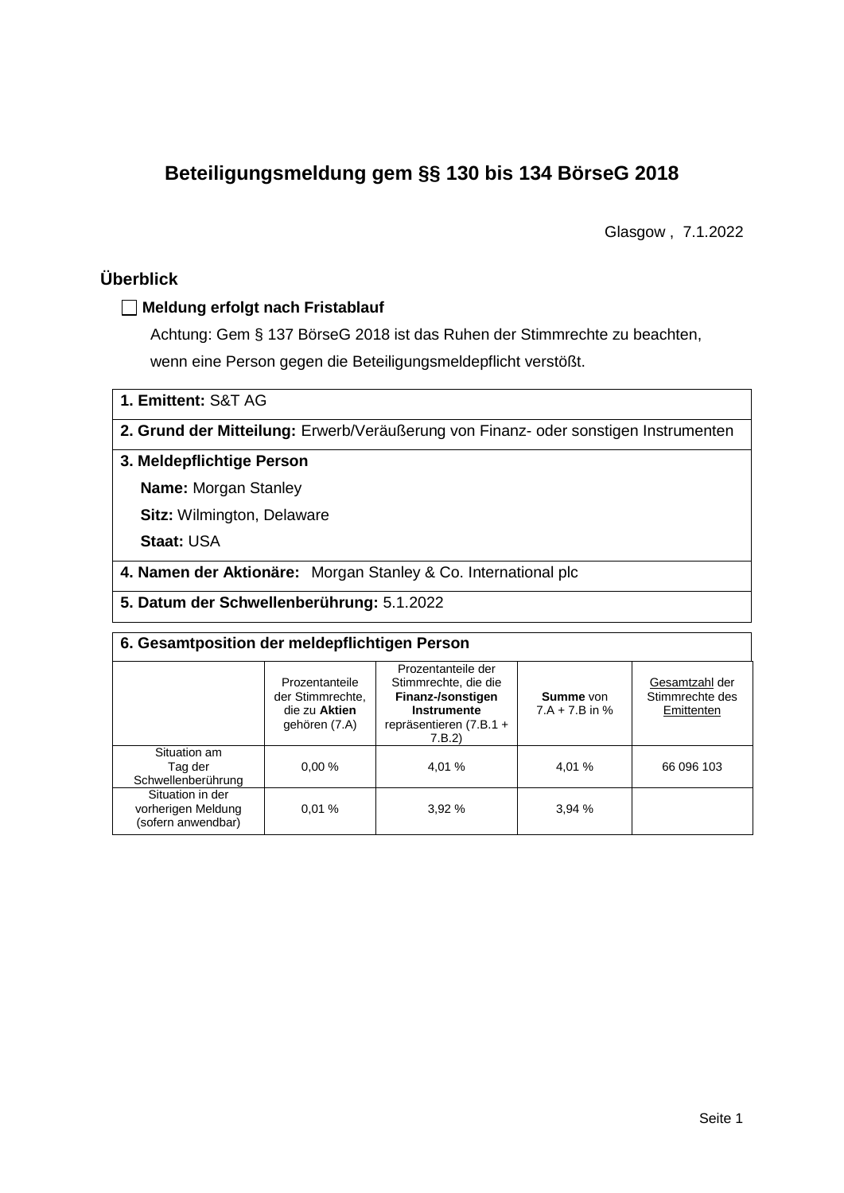# Beteiligungsmeldung gem §§ 130 bis 134 BörseG 2018

Glasgow , 7.1.2022

## Überblick

☐ **Meldung erfolgt nach Fristablauf**

Achtung: Gem § 137 BörseG 2018 ist das Ruhen der Stimmrechte zu beachten, wenn eine Person gegen die Beteiligungsmeldepflicht verstößt.

**1. Emittent:** S&T AG

**2. Grund der Mitteilung:** Erwerb/Veräußerung von Finanz- oder sonstigen Instrumenten

**3. Meldepflichtige Person**

**Name:** Morgan Stanley

**Sitz:** Wilmington, Delaware

**Staat:** USA

**4. Namen der Aktionäre:** Morgan Stanley & Co. International plc

**5. Datum der Schwellenberührung:** 5.1.2022

**6. Gesamtposition der meldepflichtigen Person**

| | Prozentanteile der Stimmrechte, die zu **Aktien** gehören (7.A) | Prozentanteile der Stimmrechte, die die **Finanz-/sonstigen Instrumente** repräsentieren (7.B.1 + 7.B.2) | **Summe** von 7.A + 7.B in % | Gesamtzahl der Stimmrechte des Emittenten |
|---|---|---|---|---|
| Situation am Tag der Schwellenberührung | 0,00 % | 4,01 % | 4,01 % | 66 096 103 |
| Situation in der vorherigen Meldung (sofern anwendbar) | 0,01 % | 3,92 % | 3,94 % | |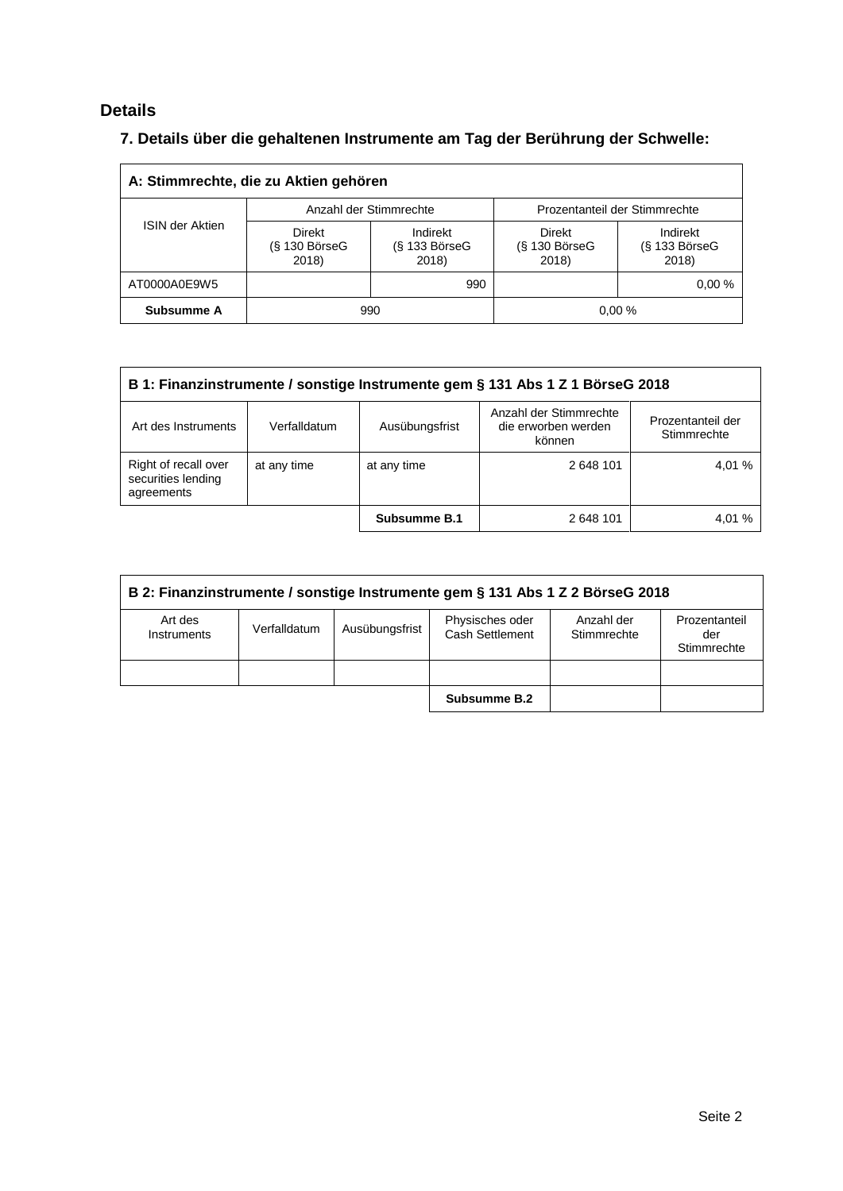## Details

### 7. Details über die gehaltenen Instrumente am Tag der Berührung der Schwelle:

| A: Stimmrechte, die zu Aktien gehören | | | | |
|---|---|---|---|---|
| ISIN der Aktien | Anzahl der Stimmrechte | | Prozentanteil der Stimmrechte | |
| | Direkt (§ 130 BörseG 2018) | Indirekt (§ 133 BörseG 2018) | Direkt (§ 130 BörseG 2018) | Indirekt (§ 133 BörseG 2018) |
| AT0000A0E9W5 | | 990 | | 0,00 % |
| **Subsumme A** | 990 | | 0,00 % | |

| B 1: Finanzinstrumente / sonstige Instrumente gem § 131 Abs 1 Z 1 BörseG 2018 | | | | |
|---|---|---|---|---|
| Art des Instruments | Verfalldatum | Ausübungsfrist | Anzahl der Stimmrechte die erworben werden können | Prozentanteil der Stimmrechte |
| Right of recall over securities lending agreements | at any time | at any time | 2 648 101 | 4,01 % |
| | | **Subsumme B.1** | 2 648 101 | 4,01 % |

| B 2: Finanzinstrumente / sonstige Instrumente gem § 131 Abs 1 Z 2 BörseG 2018 | | | | | |
|---|---|---|---|---|---|
| Art des Instruments | Verfalldatum | Ausübungsfrist | Physisches oder Cash Settlement | Anzahl der Stimmrechte | Prozentanteil der Stimmrechte |
| | | | | | |
| | | | **Subsumme B.2** | | |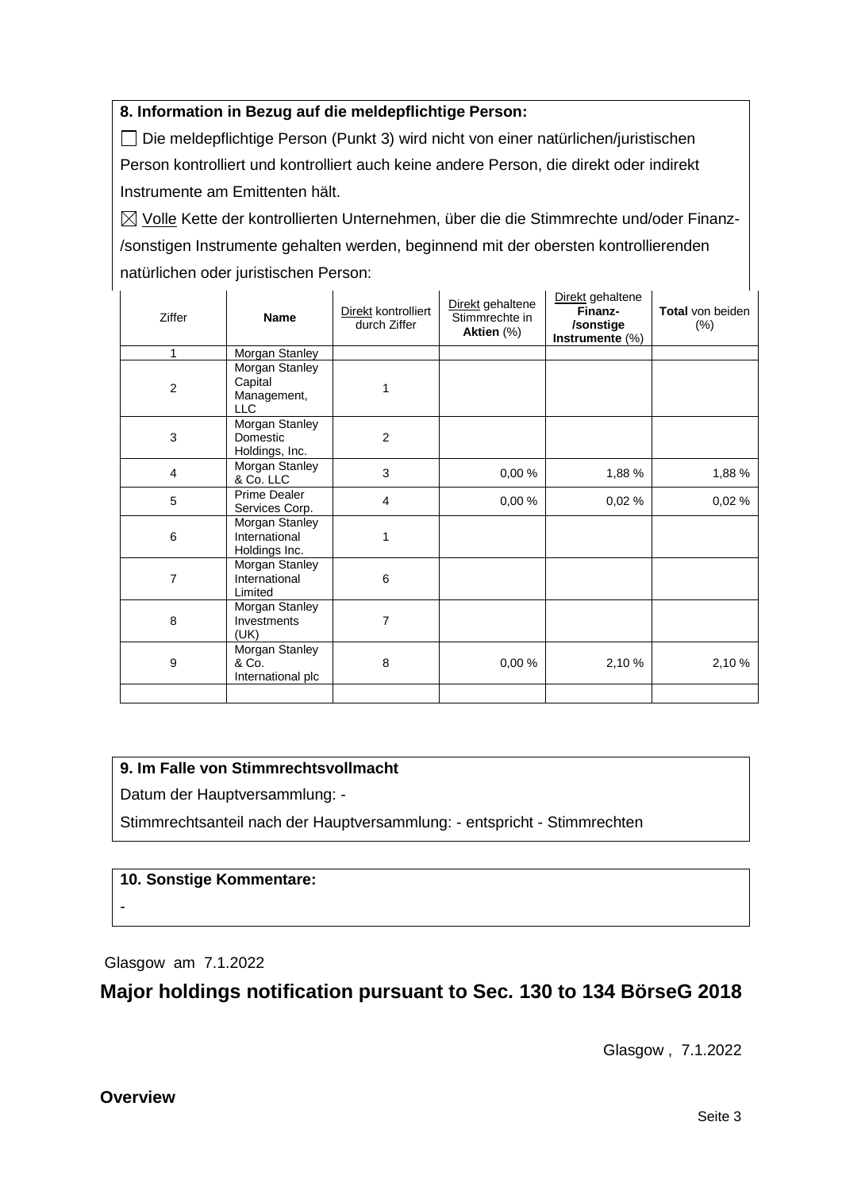**8. Information in Bezug auf die meldepflichtige Person:**

☐ Die meldepflichtige Person (Punkt 3) wird nicht von einer natürlichen/juristischen Person kontrolliert und kontrolliert auch keine andere Person, die direkt oder indirekt Instrumente am Emittenten hält.

☒ Volle Kette der kontrollierten Unternehmen, über die die Stimmrechte und/oder Finanz-/sonstigen Instrumente gehalten werden, beginnend mit der obersten kontrollierenden natürlichen oder juristischen Person:

| Ziffer | Name | Direkt kontrolliert durch Ziffer | Direkt gehaltene Stimmrechte in Aktien (%) | Direkt gehaltene Finanz-/sonstige Instrumente (%) | Total von beiden (%) |
|---|---|---|---|---|---|
| 1 | Morgan Stanley | | | | |
| 2 | Morgan Stanley Capital Management, LLC | 1 | | | |
| 3 | Morgan Stanley Domestic Holdings, Inc. | 2 | | | |
| 4 | Morgan Stanley & Co. LLC | 3 | 0,00 % | 1,88 % | 1,88 % |
| 5 | Prime Dealer Services Corp. | 4 | 0,00 % | 0,02 % | 0,02 % |
| 6 | Morgan Stanley International Holdings Inc. | 1 | | | |
| 7 | Morgan Stanley International Limited | 6 | | | |
| 8 | Morgan Stanley Investments (UK) | 7 | | | |
| 9 | Morgan Stanley & Co. International plc | 8 | 0,00 % | 2,10 % | 2,10 % |
| | | | | | |

**9. Im Falle von Stimmrechtsvollmacht**

Datum der Hauptversammlung: -

Stimmrechtsanteil nach der Hauptversammlung: - entspricht - Stimmrechten

**10. Sonstige Kommentare:**

-

Glasgow am 7.1.2022

# Major holdings notification pursuant to Sec. 130 to 134 BörseG 2018

Glasgow , 7.1.2022

**Overview**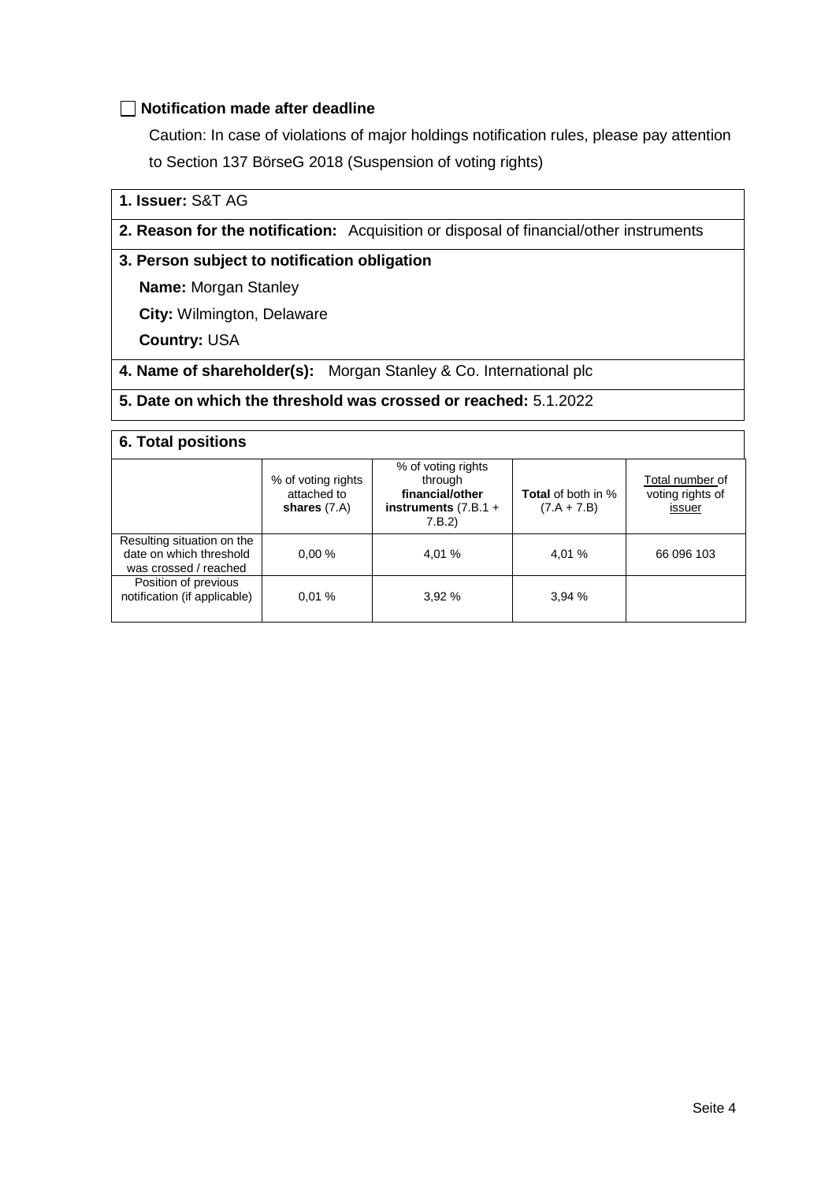☐ **Notification made after deadline**

Caution: In case of violations of major holdings notification rules, please pay attention to Section 137 BörseG 2018 (Suspension of voting rights)

**1. Issuer:** S&T AG

**2. Reason for the notification:** Acquisition or disposal of financial/other instruments

**3. Person subject to notification obligation**

**Name:** Morgan Stanley

**City:** Wilmington, Delaware

**Country:** USA

**4. Name of shareholder(s):** Morgan Stanley & Co. International plc

**5. Date on which the threshold was crossed or reached:** 5.1.2022

**6. Total positions**

| | % of voting rights attached to **shares** (7.A) | % of voting rights through **financial/other instruments** (7.B.1 + 7.B.2) | **Total** of both in % (7.A + 7.B) | Total number of voting rights of issuer |
|---|---|---|---|---|
| Resulting situation on the date on which threshold was crossed / reached | 0,00 % | 4,01 % | 4,01 % | 66 096 103 |
| Position of previous notification (if applicable) | 0,01 % | 3,92 % | 3,94 % | |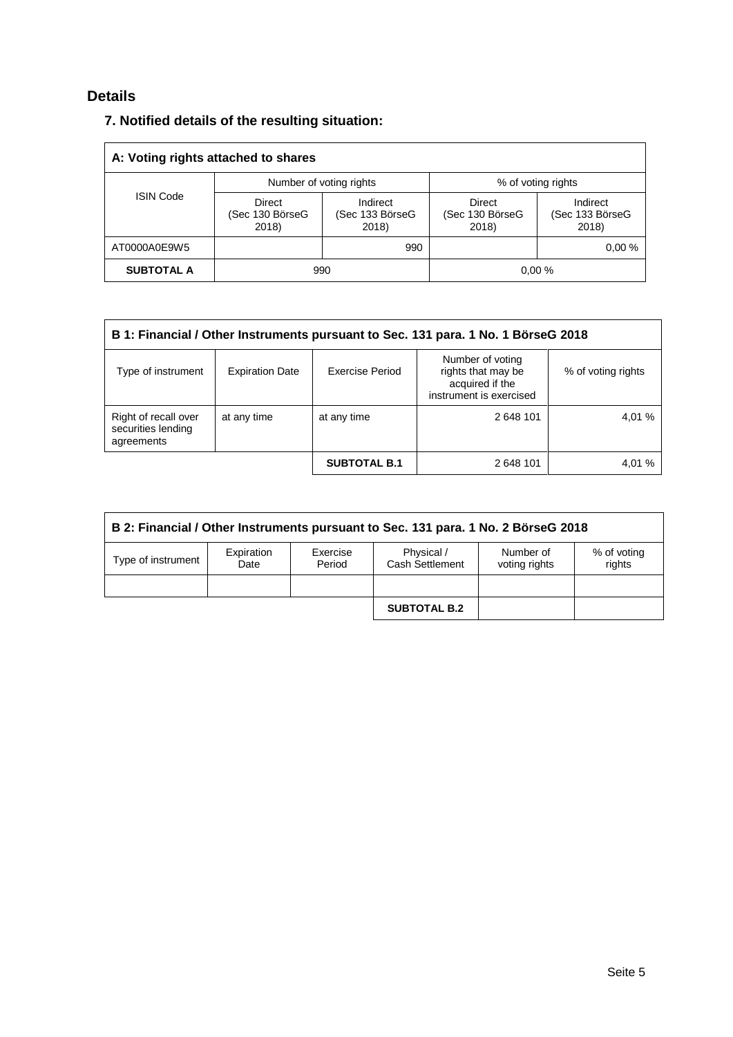# Details

## 7. Notified details of the resulting situation:

| A: Voting rights attached to shares | | | | |
|---|---|---|---|---|
| ISIN Code | Number of voting rights | | % of voting rights | |
| | Direct (Sec 130 BörseG 2018) | Indirect (Sec 133 BörseG 2018) | Direct (Sec 130 BörseG 2018) | Indirect (Sec 133 BörseG 2018) |
| AT0000A0E9W5 | | 990 | | 0,00 % |
| **SUBTOTAL A** | 990 | | 0,00 % | |

| B 1: Financial / Other Instruments pursuant to Sec. 131 para. 1 No. 1 BörseG 2018 | | | | |
|---|---|---|---|---|
| Type of instrument | Expiration Date | Exercise Period | Number of voting rights that may be acquired if the instrument is exercised | % of voting rights |
| Right of recall over securities lending agreements | at any time | at any time | 2 648 101 | 4,01 % |
| | | **SUBTOTAL B.1** | 2 648 101 | 4,01 % |

| B 2: Financial / Other Instruments pursuant to Sec. 131 para. 1 No. 2 BörseG 2018 | | | | | |
|---|---|---|---|---|---|
| Type of instrument | Expiration Date | Exercise Period | Physical / Cash Settlement | Number of voting rights | % of voting rights |
| | | | | | |
| | | | **SUBTOTAL B.2** | | |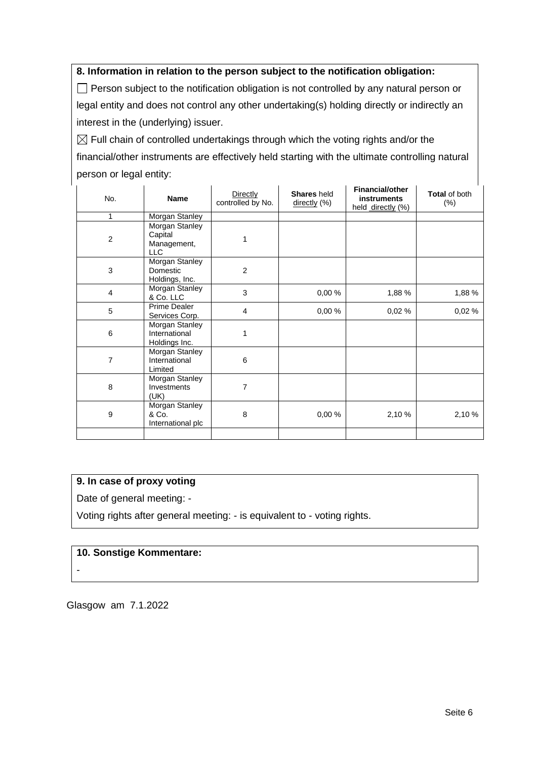**8. Information in relation to the person subject to the notification obligation:**

☐ Person subject to the notification obligation is not controlled by any natural person or legal entity and does not control any other undertaking(s) holding directly or indirectly an interest in the (underlying) issuer.

☒ Full chain of controlled undertakings through which the voting rights and/or the financial/other instruments are effectively held starting with the ultimate controlling natural person or legal entity:

| No. | Name | Directly controlled by No. | **Shares** held directly (%) | **Financial/other instruments** held directly (%) | **Total** of both (%) |
|---|---|---|---|---|---|
| 1 | Morgan Stanley | | | | |
| 2 | Morgan Stanley Capital Management, LLC | 1 | | | |
| 3 | Morgan Stanley Domestic Holdings, Inc. | 2 | | | |
| 4 | Morgan Stanley & Co. LLC | 3 | 0,00 % | 1,88 % | 1,88 % |
| 5 | Prime Dealer Services Corp. | 4 | 0,00 % | 0,02 % | 0,02 % |
| 6 | Morgan Stanley International Holdings Inc. | 1 | | | |
| 7 | Morgan Stanley International Limited | 6 | | | |
| 8 | Morgan Stanley Investments (UK) | 7 | | | |
| 9 | Morgan Stanley & Co. International plc | 8 | 0,00 % | 2,10 % | 2,10 % |
| | | | | | |

**9. In case of proxy voting**

Date of general meeting: -

Voting rights after general meeting: - is equivalent to - voting rights.

**10. Sonstige Kommentare:**

-

Glasgow am 7.1.2022